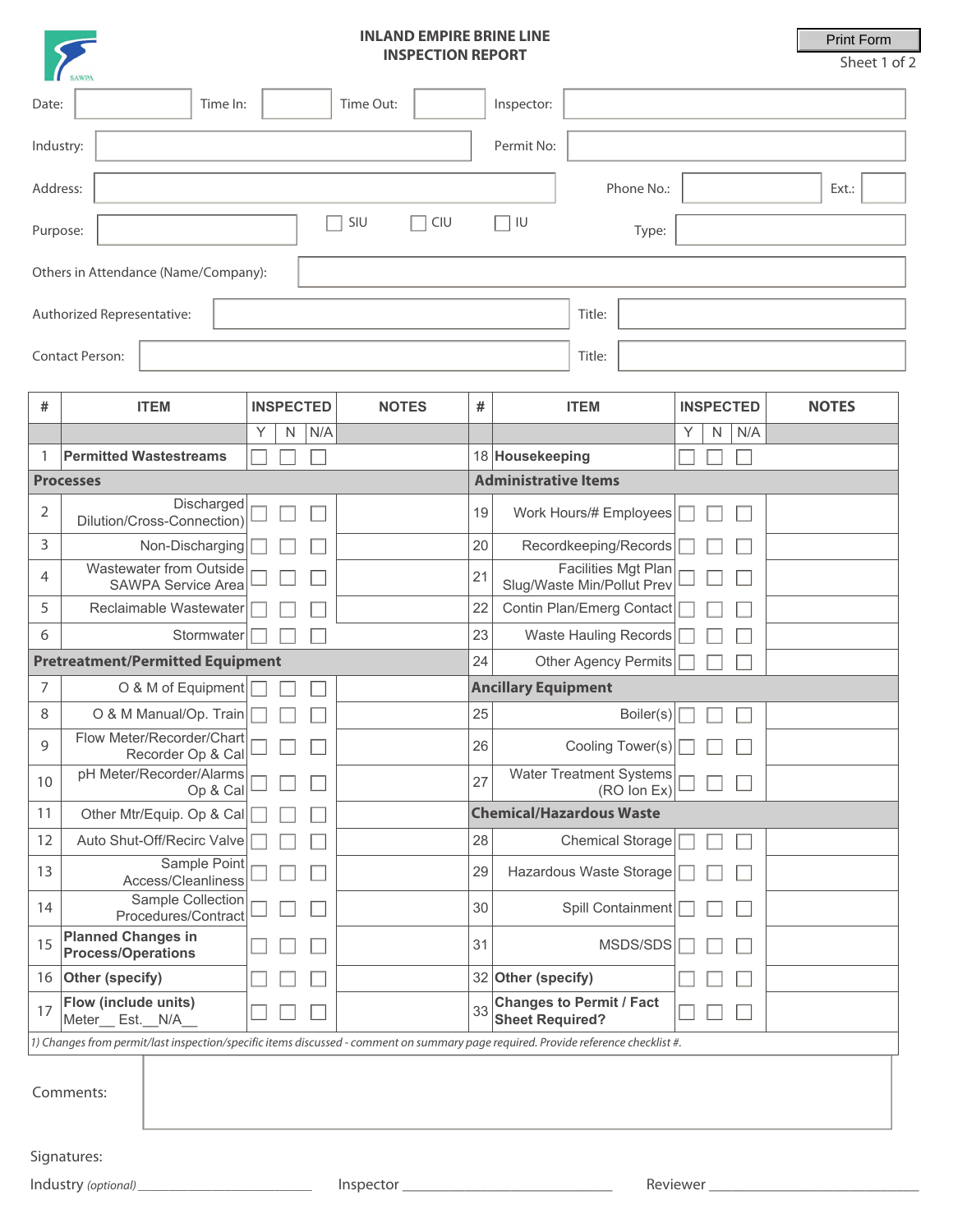# INLAND EMPIRE BRINE LINE
# INSPECTION REPORT

Print Form

Sheet 1 of 2

Date: ______ Time In: ______ Time Out: ______ Inspector: ______

Industry: ______ Permit No: ______

Address: ______ Phone No.: ______ Ext.: ______

Purpose: ______ ☐ SIU ☐ CIU ☐ IU Type: ______

Others in Attendance (Name/Company): ______

Authorized Representative: ______ Title: ______

Contact Person: ______ Title: ______

| # | ITEM | INSPECTED | | | NOTES | # | ITEM | INSPECTED | | | NOTES |
|---|---|---|---|---|---|---|---|---|---|---|---|
| | | Y | N | N/A | | | | Y | N | N/A | |
| 1 | **Permitted Wastestreams** | ☐ | ☐ | ☐ | | 18 | **Housekeeping** | ☐ | ☐ | ☐ | |
| **Processes** | | | | | | **Administrative Items** | | | | | |
| 2 | Discharged Dilution/Cross-Connection) | ☐ | ☐ | ☐ | | 19 | Work Hours/# Employees | ☐ | ☐ | ☐ | |
| 3 | Non-Discharging | ☐ | ☐ | ☐ | | 20 | Recordkeeping/Records | ☐ | ☐ | ☐ | |
| 4 | Wastewater from Outside SAWPA Service Area | ☐ | ☐ | ☐ | | 21 | Facilities Mgt Plan Slug/Waste Min/Pollut Prev | ☐ | ☐ | ☐ | |
| 5 | Reclaimable Wastewater | ☐ | ☐ | ☐ | | 22 | Contin Plan/Emerg Contact | ☐ | ☐ | ☐ | |
| 6 | Stormwater | ☐ | ☐ | ☐ | | 23 | Waste Hauling Records | ☐ | ☐ | ☐ | |
| **Pretreatment/Permitted Equipment** | | | | | | 24 | Other Agency Permits | ☐ | ☐ | ☐ | |
| 7 | O & M of Equipment | ☐ | ☐ | ☐ | | **Ancillary Equipment** | | | | | |
| 8 | O & M Manual/Op. Train | ☐ | ☐ | ☐ | | 25 | Boiler(s) | ☐ | ☐ | ☐ | |
| 9 | Flow Meter/Recorder/Chart Recorder Op & Cal | ☐ | ☐ | ☐ | | 26 | Cooling Tower(s) | ☐ | ☐ | ☐ | |
| 10 | pH Meter/Recorder/Alarms Op & Cal | ☐ | ☐ | ☐ | | 27 | Water Treatment Systems (RO Ion Ex) | ☐ | ☐ | ☐ | |
| 11 | Other Mtr/Equip. Op & Cal | ☐ | ☐ | ☐ | | **Chemical/Hazardous Waste** | | | | | |
| 12 | Auto Shut-Off/Recirc Valve | ☐ | ☐ | ☐ | | 28 | Chemical Storage | ☐ | ☐ | ☐ | |
| 13 | Sample Point Access/Cleanliness | ☐ | ☐ | ☐ | | 29 | Hazardous Waste Storage | ☐ | ☐ | ☐ | |
| 14 | Sample Collection Procedures/Contract | ☐ | ☐ | ☐ | | 30 | Spill Containment | ☐ | ☐ | ☐ | |
| 15 | **Planned Changes in Process/Operations** | ☐ | ☐ | ☐ | | 31 | MSDS/SDS | ☐ | ☐ | ☐ | |
| 16 | **Other (specify)** | ☐ | ☐ | ☐ | | 32 | **Other (specify)** | ☐ | ☐ | ☐ | |
| 17 | **Flow (include units)** Meter__ Est.__N/A__ | ☐ | ☐ | ☐ | | 33 | **Changes to Permit / Fact Sheet Required?** | ☐ | ☐ | ☐ | |

*1) Changes from permit/last inspection/specific items discussed - comment on summary page required. Provide reference checklist #.*

Comments: ______

Signatures:

Industry *(optional)* ______________________ Inspector ______________________ Reviewer ______________________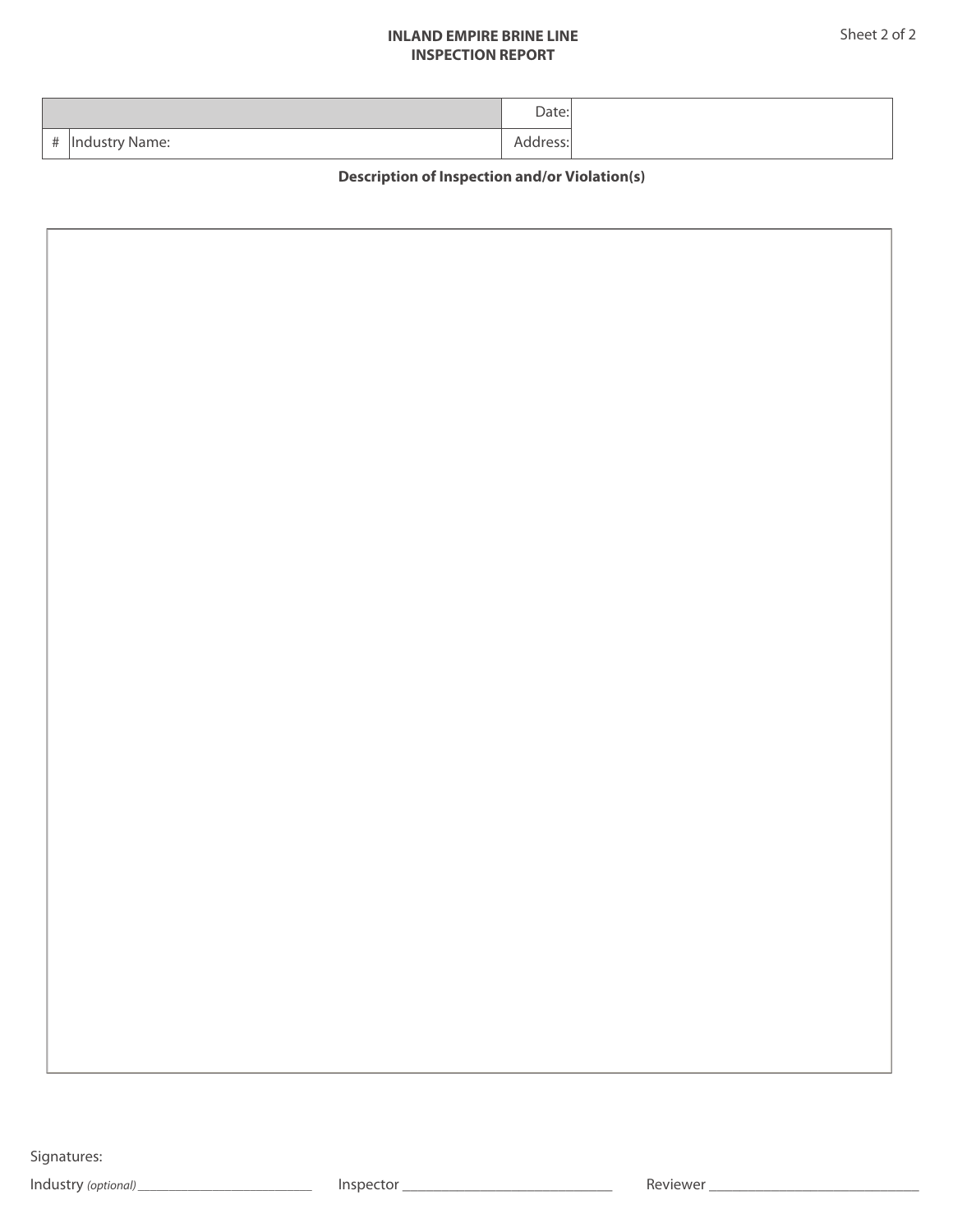**INLAND EMPIRE BRINE LINE**
**INSPECTION REPORT**

| | | | |
|---|---|---|---|
| | | Date: | |
| # | Industry Name: | Address: | |

**Description of Inspection and/or Violation(s)**

Signatures:

Industry *(optional)* ______________________ Inspector ______________________ Reviewer ______________________